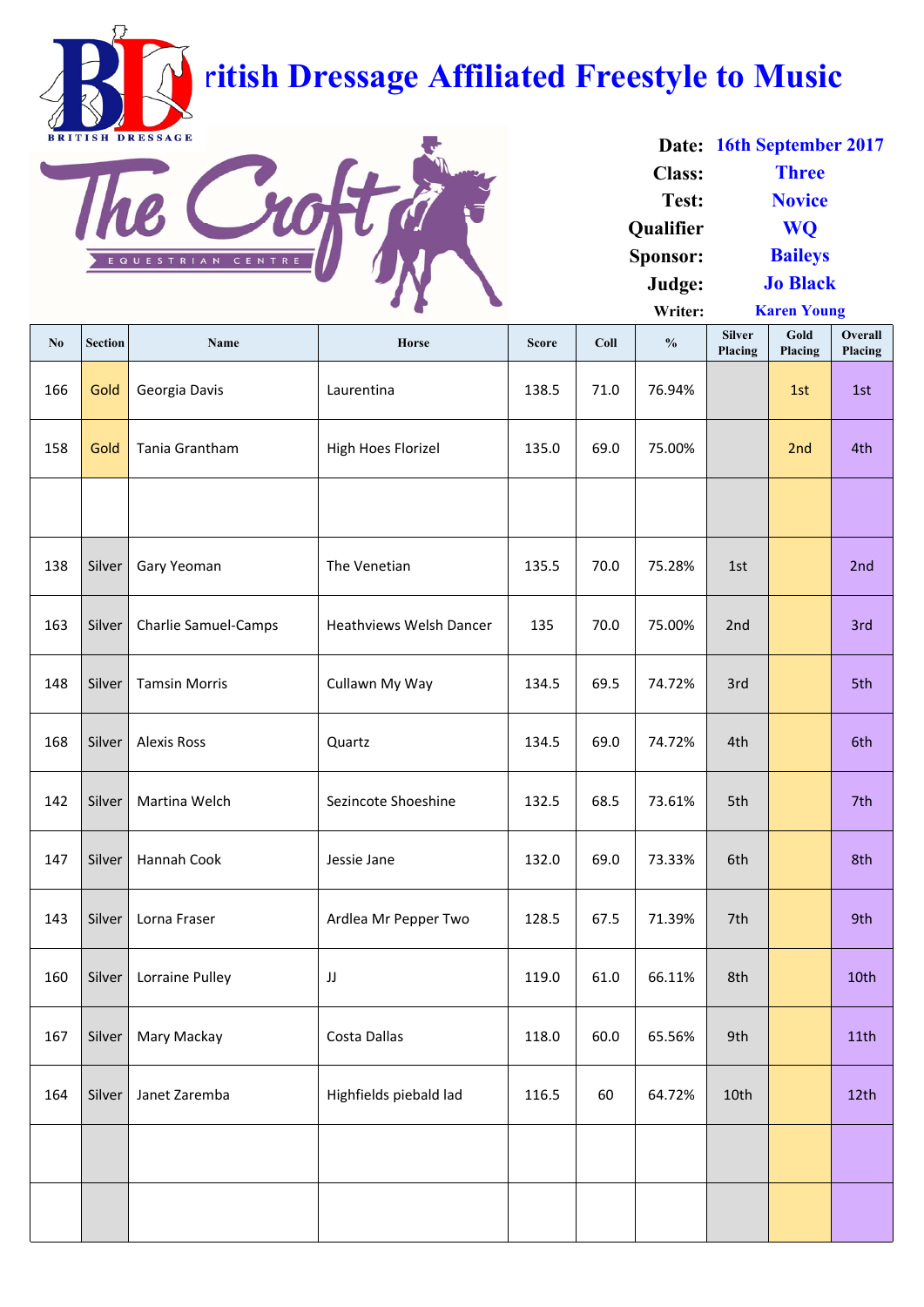# British Dressage Affiliated Freestyle to Music

The Croft EQUESTRIAN CENTRE

**Date:** 16th September 2017
**Class:** Three
**Test:** Novice
**Qualifier:** WQ
**Sponsor:** Baileys
**Judge:** Jo Black
**Writer:** Karen Young

| No | Section | Name | Horse | Score | Coll | % | Silver Placing | Gold Placing | Overall Placing |
|---|---|---|---|---|---|---|---|---|---|
| 166 | Gold | Georgia Davis | Laurentina | 138.5 | 71.0 | 76.94% | | 1st | 1st |
| 158 | Gold | Tania Grantham | High Hoes Florizel | 135.0 | 69.0 | 75.00% | | 2nd | 4th |
| | | | | | | | | | |
| 138 | Silver | Gary Yeoman | The Venetian | 135.5 | 70.0 | 75.28% | 1st | | 2nd |
| 163 | Silver | Charlie Samuel-Camps | Heathviews Welsh Dancer | 135 | 70.0 | 75.00% | 2nd | | 3rd |
| 148 | Silver | Tamsin Morris | Cullawn My Way | 134.5 | 69.5 | 74.72% | 3rd | | 5th |
| 168 | Silver | Alexis Ross | Quartz | 134.5 | 69.0 | 74.72% | 4th | | 6th |
| 142 | Silver | Martina Welch | Sezincote Shoeshine | 132.5 | 68.5 | 73.61% | 5th | | 7th |
| 147 | Silver | Hannah Cook | Jessie Jane | 132.0 | 69.0 | 73.33% | 6th | | 8th |
| 143 | Silver | Lorna Fraser | Ardlea Mr Pepper Two | 128.5 | 67.5 | 71.39% | 7th | | 9th |
| 160 | Silver | Lorraine Pulley | JJ | 119.0 | 61.0 | 66.11% | 8th | | 10th |
| 167 | Silver | Mary Mackay | Costa Dallas | 118.0 | 60.0 | 65.56% | 9th | | 11th |
| 164 | Silver | Janet Zaremba | Highfields piebald lad | 116.5 | 60 | 64.72% | 10th | | 12th |
| | | | | | | | | | |
| | | | | | | | | | |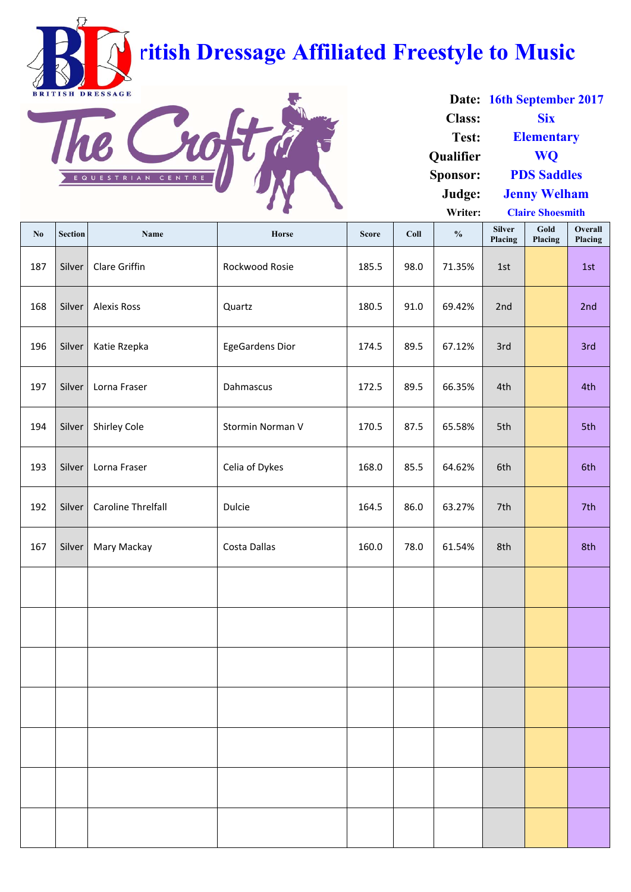# British Dressage Affiliated Freestyle to Music

**The Croft Equestrian Centre**

**Date:** 16th September 2017
**Class:** Six
**Test:** Elementary
**Qualifier** WQ
**Sponsor:** PDS Saddles
**Judge:** Jenny Welham
**Writer:** Claire Shoesmith

| No | Section | Name | Horse | Score | Coll | % | Silver Placing | Gold Placing | Overall Placing |
|---|---|---|---|---|---|---|---|---|---|
| 187 | Silver | Clare Griffin | Rockwood Rosie | 185.5 | 98.0 | 71.35% | 1st | | 1st |
| 168 | Silver | Alexis Ross | Quartz | 180.5 | 91.0 | 69.42% | 2nd | | 2nd |
| 196 | Silver | Katie Rzepka | EgeGardens Dior | 174.5 | 89.5 | 67.12% | 3rd | | 3rd |
| 197 | Silver | Lorna Fraser | Dahmascus | 172.5 | 89.5 | 66.35% | 4th | | 4th |
| 194 | Silver | Shirley Cole | Stormin Norman V | 170.5 | 87.5 | 65.58% | 5th | | 5th |
| 193 | Silver | Lorna Fraser | Celia of Dykes | 168.0 | 85.5 | 64.62% | 6th | | 6th |
| 192 | Silver | Caroline Threlfall | Dulcie | 164.5 | 86.0 | 63.27% | 7th | | 7th |
| 167 | Silver | Mary Mackay | Costa Dallas | 160.0 | 78.0 | 61.54% | 8th | | 8th |